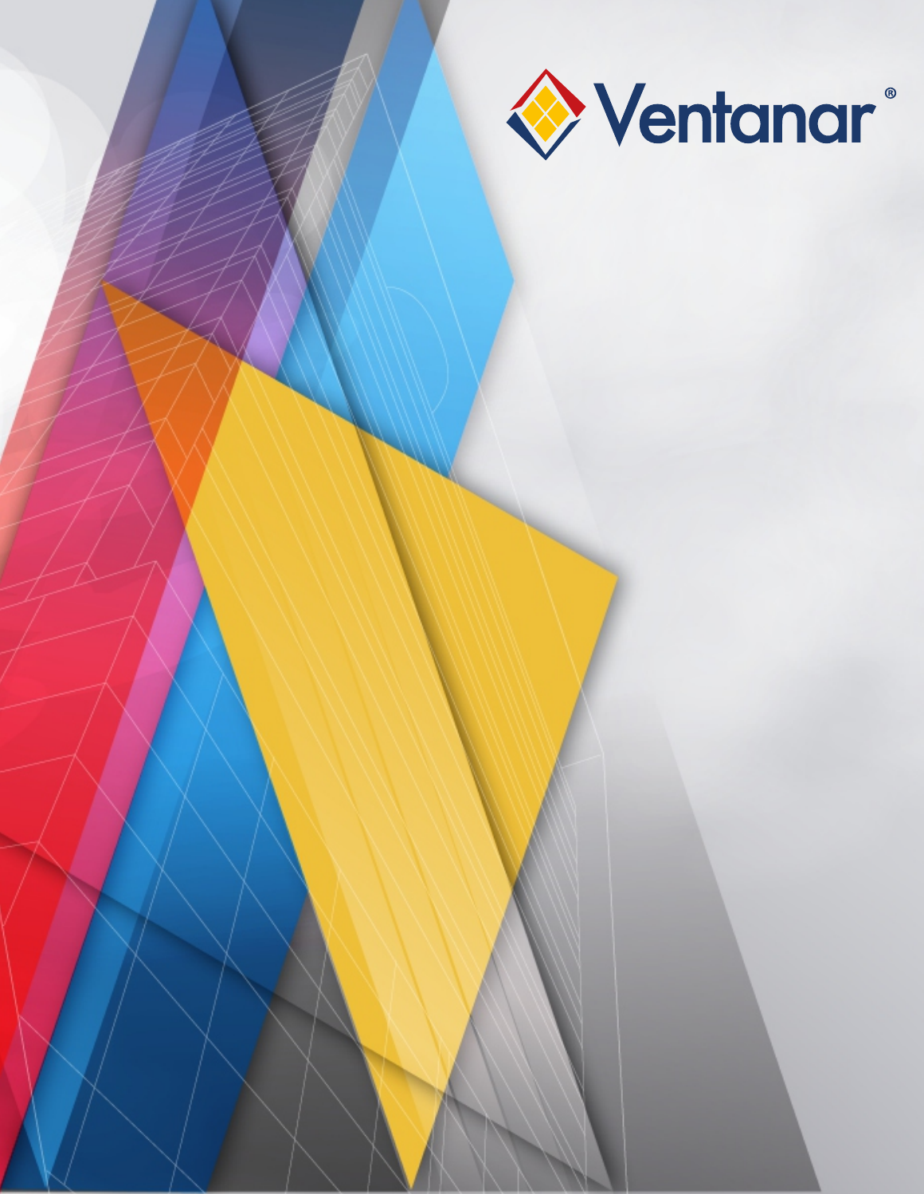Ventanar®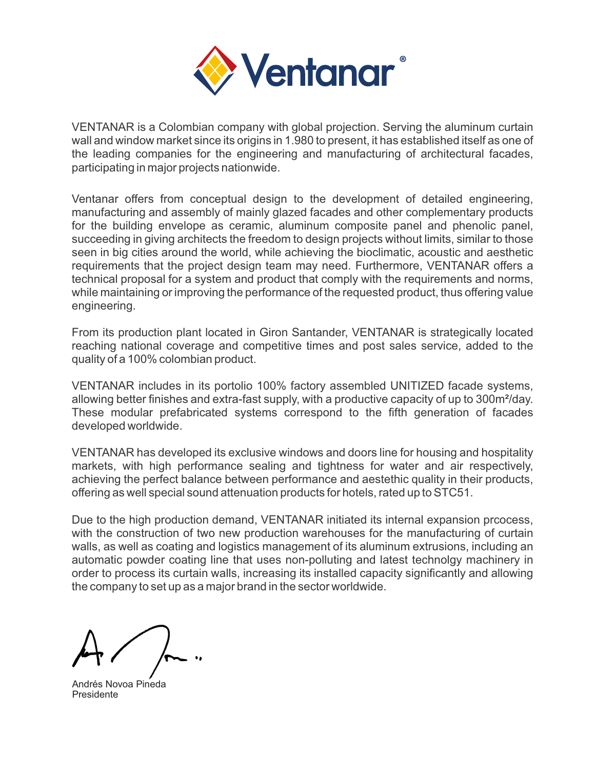# Ventanar®

VENTANAR is a Colombian company with global projection. Serving the aluminum curtain wall and window market since its origins in 1.980 to present, it has established itself as one of the leading companies for the engineering and manufacturing of architectural facades, participating in major projects nationwide.

Ventanar offers from conceptual design to the development of detailed engineering, manufacturing and assembly of mainly glazed facades and other complementary products for the building envelope as ceramic, aluminum composite panel and phenolic panel, succeeding in giving architects the freedom to design projects without limits, similar to those seen in big cities around the world, while achieving the bioclimatic, acoustic and aesthetic requirements that the project design team may need. Furthermore, VENTANAR offers a technical proposal for a system and product that comply with the requirements and norms, while maintaining or improving the performance of the requested product, thus offering value engineering.

From its production plant located in Giron Santander, VENTANAR is strategically located reaching national coverage and competitive times and post sales service, added to the quality of a 100% colombian product.

VENTANAR includes in its portolio 100% factory assembled UNITIZED facade systems, allowing better finishes and extra-fast supply, with a productive capacity of up to 300m²/day. These modular prefabricated systems correspond to the fifth generation of facades developed worldwide.

VENTANAR has developed its exclusive windows and doors line for housing and hospitality markets, with high performance sealing and tightness for water and air respectively, achieving the perfect balance between performance and aesthetic quality in their products, offering as well special sound attenuation products for hotels, rated up to STC51.

Due to the high production demand, VENTANAR initiated its internal expansion prcocess, with the construction of two new production warehouses for the manufacturing of curtain walls, as well as coating and logistics management of its aluminum extrusions, including an automatic powder coating line that uses non-polluting and latest technolgy machinery in order to process its curtain walls, increasing its installed capacity significantly and allowing the company to set up as a major brand in the sector worldwide.

Andrés Novoa Pineda
Presidente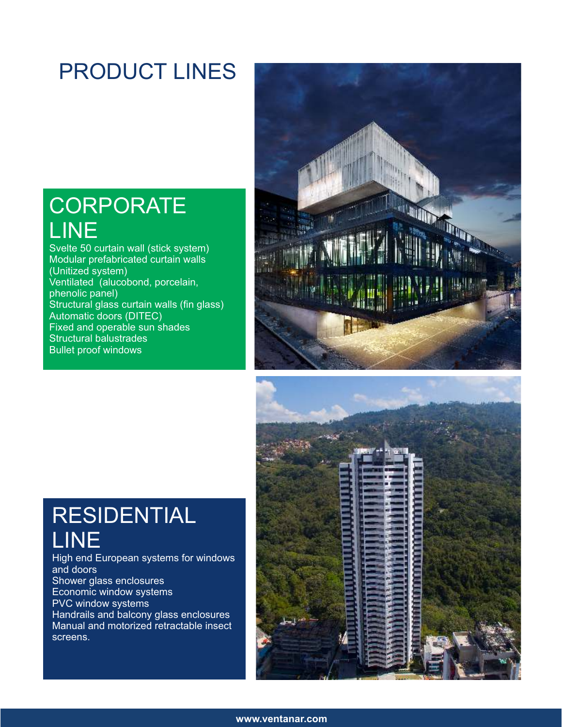# PRODUCT LINES

## CORPORATE LINE

Svelte 50 curtain wall (stick system)
Modular prefabricated curtain walls (Unitized system)
Ventilated (alucobond, porcelain, phenolic panel)
Structural glass curtain walls (fin glass)
Automatic doors (DITEC)
Fixed and operable sun shades
Structural balustrades
Bullet proof windows

## RESIDENTIAL LINE

High end European systems for windows and doors
Shower glass enclosures
Economic window systems
PVC window systems
Handrails and balcony glass enclosures
Manual and motorized retractable insect screens.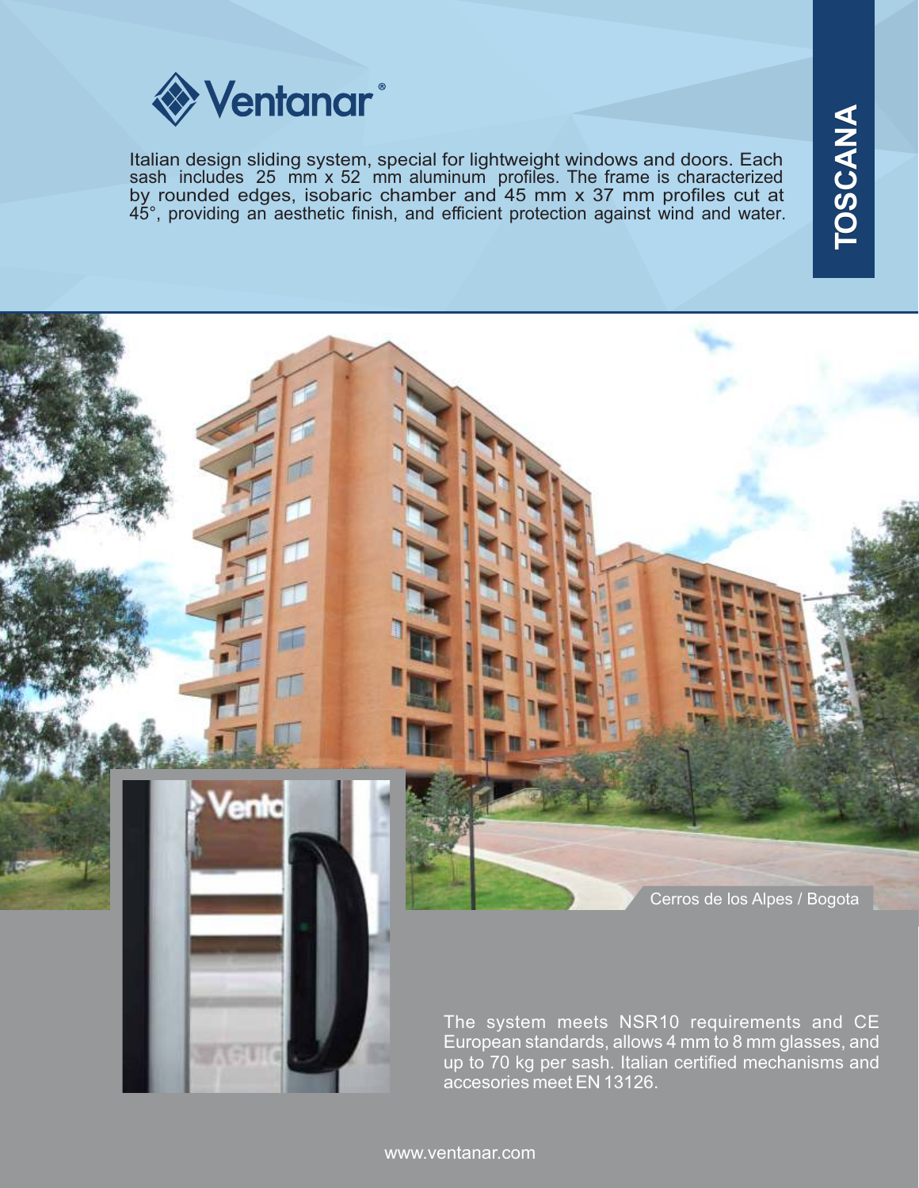# TOSCANA

Ventanar®

Italian design sliding system, special for lightweight windows and doors. Each sash includes 25 mm x 52 mm aluminum profiles. The frame is characterized by rounded edges, isobaric chamber and 45 mm x 37 mm profiles cut at 45°, providing an aesthetic finish, and efficient protection against wind and water.

Cerros de los Alpes / Bogota

The system meets NSR10 requirements and CE European standards, allows 4 mm to 8 mm glasses, and up to 70 kg per sash. Italian certified mechanisms and accesories meet EN 13126.

www.ventanar.com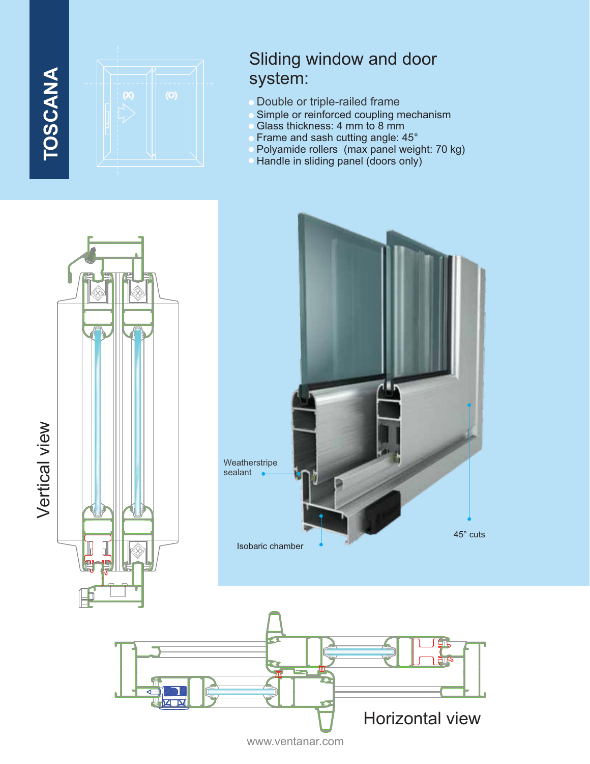# TOSCANA

## Sliding window and door system:

- Double or triple-railed frame
- Simple or reinforced coupling mechanism
- Glass thickness: 4 mm to 8 mm
- Frame and sash cutting angle: 45°
- Polyamide rollers (max panel weight: 70 kg)
- Handle in sliding panel (doors only)

Vertical view

Weatherstripe sealant

Isobaric chamber

45° cuts

Horizontal view

www.ventanar.com